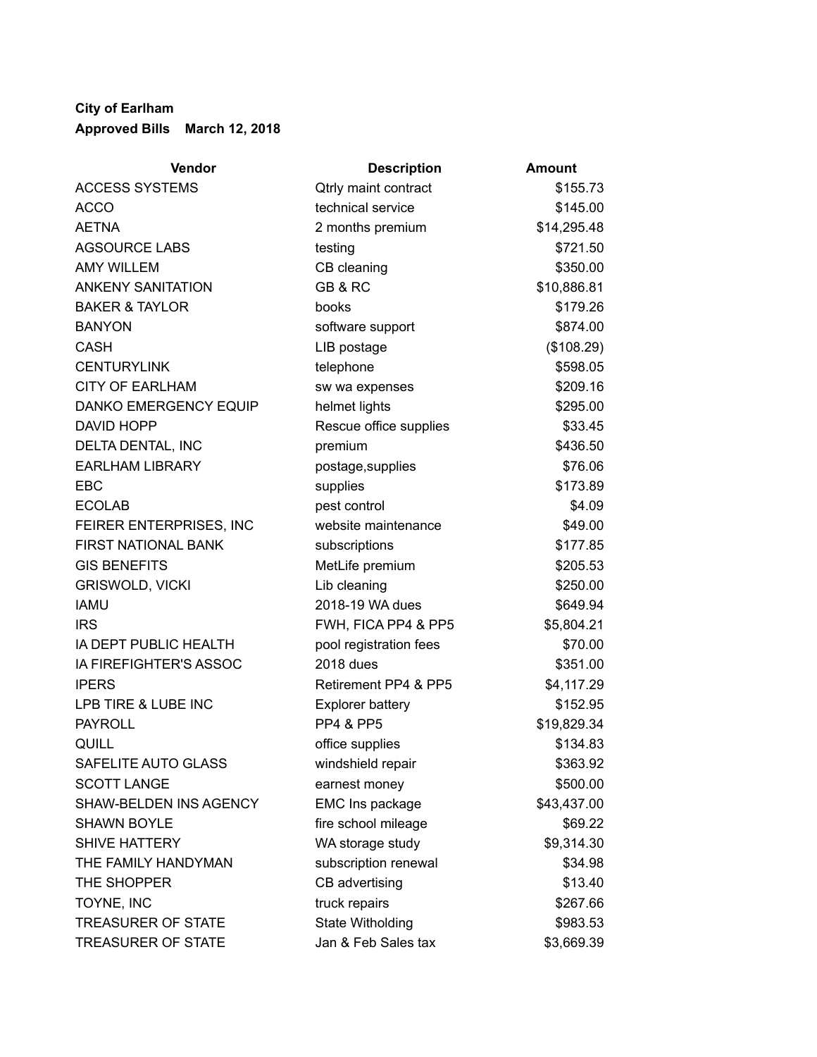**City of Earlham**

**Approved Bills March 12, 2018**

| Vendor | Description | Amount |
|---|---|---|
| ACCESS SYSTEMS | Qtrly maint contract | $155.73 |
| ACCO | technical service | $145.00 |
| AETNA | 2 months premium | $14,295.48 |
| AGSOURCE LABS | testing | $721.50 |
| AMY WILLEM | CB cleaning | $350.00 |
| ANKENY SANITATION | GB & RC | $10,886.81 |
| BAKER & TAYLOR | books | $179.26 |
| BANYON | software support | $874.00 |
| CASH | LIB postage | ($108.29) |
| CENTURYLINK | telephone | $598.05 |
| CITY OF EARLHAM | sw wa expenses | $209.16 |
| DANKO EMERGENCY EQUIP | helmet lights | $295.00 |
| DAVID HOPP | Rescue office supplies | $33.45 |
| DELTA DENTAL, INC | premium | $436.50 |
| EARLHAM LIBRARY | postage,supplies | $76.06 |
| EBC | supplies | $173.89 |
| ECOLAB | pest control | $4.09 |
| FEIRER ENTERPRISES, INC | website maintenance | $49.00 |
| FIRST NATIONAL BANK | subscriptions | $177.85 |
| GIS BENEFITS | MetLife premium | $205.53 |
| GRISWOLD, VICKI | Lib cleaning | $250.00 |
| IAMU | 2018-19 WA dues | $649.94 |
| IRS | FWH, FICA PP4 & PP5 | $5,804.21 |
| IA DEPT PUBLIC HEALTH | pool registration fees | $70.00 |
| IA FIREFIGHTER'S ASSOC | 2018 dues | $351.00 |
| IPERS | Retirement PP4 & PP5 | $4,117.29 |
| LPB TIRE & LUBE INC | Explorer battery | $152.95 |
| PAYROLL | PP4 & PP5 | $19,829.34 |
| QUILL | office supplies | $134.83 |
| SAFELITE AUTO GLASS | windshield repair | $363.92 |
| SCOTT LANGE | earnest money | $500.00 |
| SHAW-BELDEN INS AGENCY | EMC Ins package | $43,437.00 |
| SHAWN BOYLE | fire school mileage | $69.22 |
| SHIVE HATTERY | WA storage study | $9,314.30 |
| THE FAMILY HANDYMAN | subscription renewal | $34.98 |
| THE SHOPPER | CB advertising | $13.40 |
| TOYNE, INC | truck repairs | $267.66 |
| TREASURER OF STATE | State Witholding | $983.53 |
| TREASURER OF STATE | Jan & Feb Sales tax | $3,669.39 |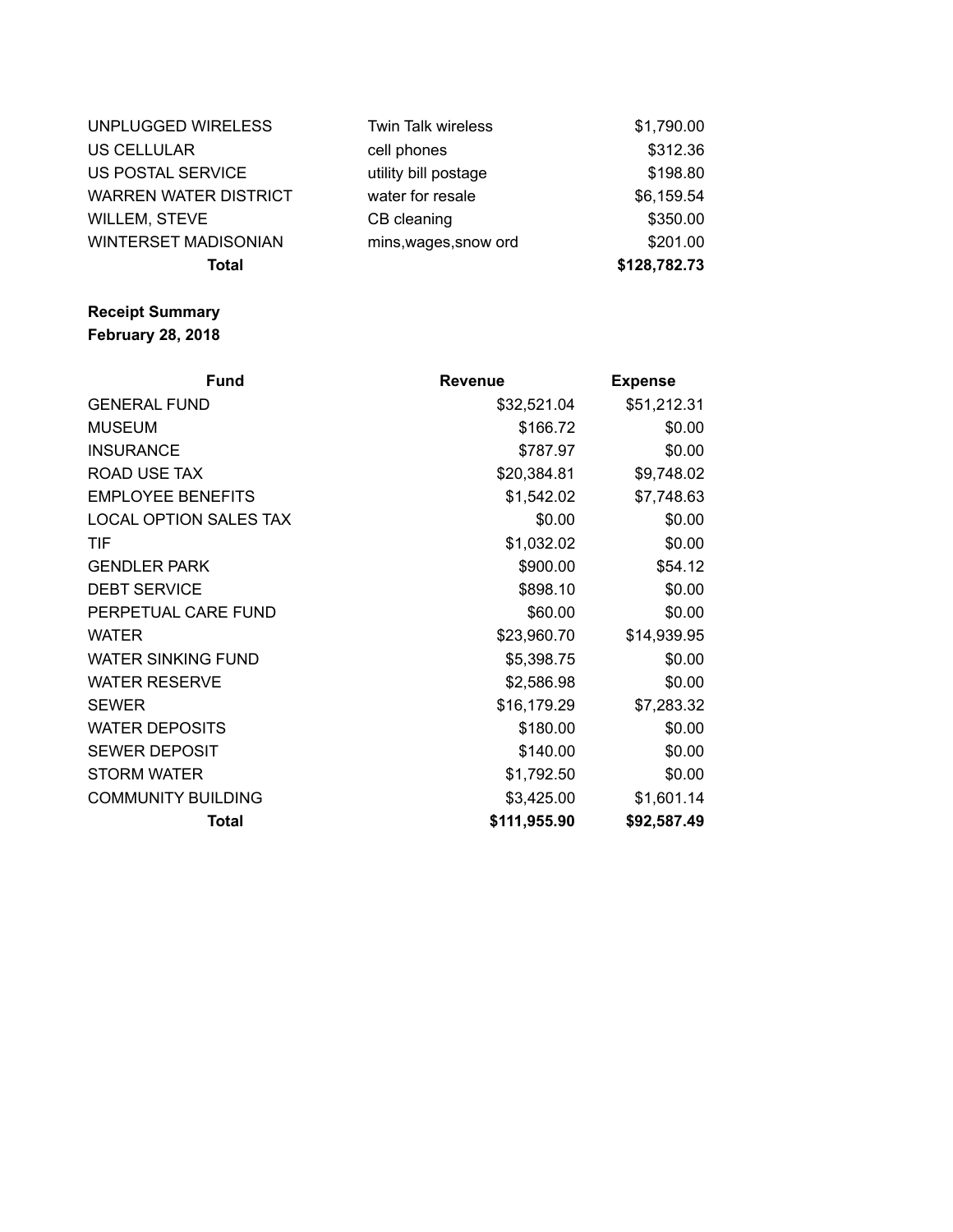| | | |
|---|---|---|
| UNPLUGGED WIRELESS | Twin Talk wireless | $1,790.00 |
| US CELLULAR | cell phones | $312.36 |
| US POSTAL SERVICE | utility bill postage | $198.80 |
| WARREN WATER DISTRICT | water for resale | $6,159.54 |
| WILLEM, STEVE | CB cleaning | $350.00 |
| WINTERSET MADISONIAN | mins,wages,snow ord | $201.00 |
| **Total** | | **$128,782.73** |

**Receipt Summary**
**February 28, 2018**

| Fund | Revenue | Expense |
|---|---|---|
| GENERAL FUND | $32,521.04 | $51,212.31 |
| MUSEUM | $166.72 | $0.00 |
| INSURANCE | $787.97 | $0.00 |
| ROAD USE TAX | $20,384.81 | $9,748.02 |
| EMPLOYEE BENEFITS | $1,542.02 | $7,748.63 |
| LOCAL OPTION SALES TAX | $0.00 | $0.00 |
| TIF | $1,032.02 | $0.00 |
| GENDLER PARK | $900.00 | $54.12 |
| DEBT SERVICE | $898.10 | $0.00 |
| PERPETUAL CARE FUND | $60.00 | $0.00 |
| WATER | $23,960.70 | $14,939.95 |
| WATER SINKING FUND | $5,398.75 | $0.00 |
| WATER RESERVE | $2,586.98 | $0.00 |
| SEWER | $16,179.29 | $7,283.32 |
| WATER DEPOSITS | $180.00 | $0.00 |
| SEWER DEPOSIT | $140.00 | $0.00 |
| STORM WATER | $1,792.50 | $0.00 |
| COMMUNITY BUILDING | $3,425.00 | $1,601.14 |
| **Total** | **$111,955.90** | **$92,587.49** |